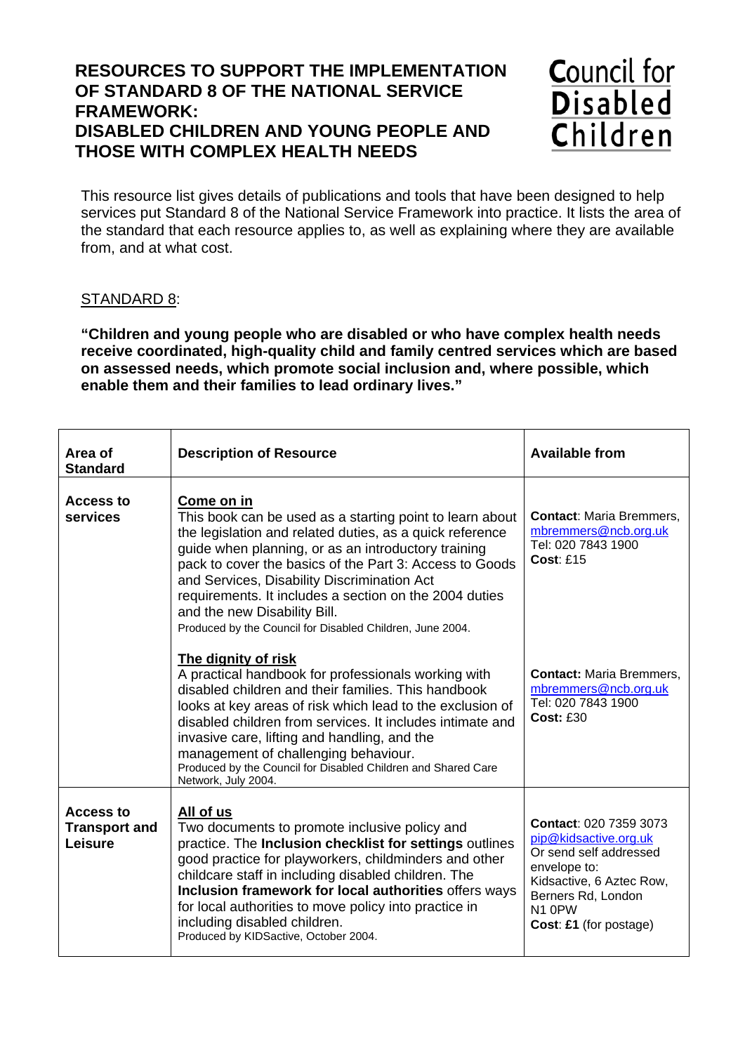# RESOURCES TO SUPPORT THE IMPLEMENTATION OF STANDARD 8 OF THE NATIONAL SERVICE FRAMEWORK: DISABLED CHILDREN AND YOUNG PEOPLE AND THOSE WITH COMPLEX HEALTH NEEDS

Council for Disabled Children

This resource list gives details of publications and tools that have been designed to help services put Standard 8 of the National Service Framework into practice. It lists the area of the standard that each resource applies to, as well as explaining where they are available from, and at what cost.

STANDARD 8:

**"Children and young people who are disabled or who have complex health needs receive coordinated, high-quality child and family centred services which are based on assessed needs, which promote social inclusion and, where possible, which enable them and their families to lead ordinary lives."**

| Area of Standard | Description of Resource | Available from |
|---|---|---|
| **Access to services** | **Come on in**<br>This book can be used as a starting point to learn about the legislation and related duties, as a quick reference guide when planning, or as an introductory training pack to cover the basics of the Part 3: Access to Goods and Services, Disability Discrimination Act requirements. It includes a section on the 2004 duties and the new Disability Bill.<br>Produced by the Council for Disabled Children, June 2004. | **Contact**: Maria Bremmers, mbremmers@ncb.org.uk<br>Tel: 020 7843 1900<br>**Cost**: £15 |
| | **The dignity of risk**<br>A practical handbook for professionals working with disabled children and their families. This handbook looks at key areas of risk which lead to the exclusion of disabled children from services. It includes intimate and invasive care, lifting and handling, and the management of challenging behaviour.<br>Produced by the Council for Disabled Children and Shared Care Network, July 2004. | **Contact:** Maria Bremmers, mbremmers@ncb.org.uk<br>Tel: 020 7843 1900<br>**Cost:** £30 |
| **Access to Transport and Leisure** | **All of us**<br>Two documents to promote inclusive policy and practice. The **Inclusion checklist for settings** outlines good practice for playworkers, childminders and other childcare staff in including disabled children. The **Inclusion framework for local authorities** offers ways for local authorities to move policy into practice in including disabled children.<br>Produced by KIDSactive, October 2004. | **Contact**: 020 7359 3073<br>pip@kidsactive.org.uk<br>Or send self addressed envelope to:<br>Kidsactive, 6 Aztec Row, Berners Rd, London N1 0PW<br>**Cost**: **£1** (for postage) |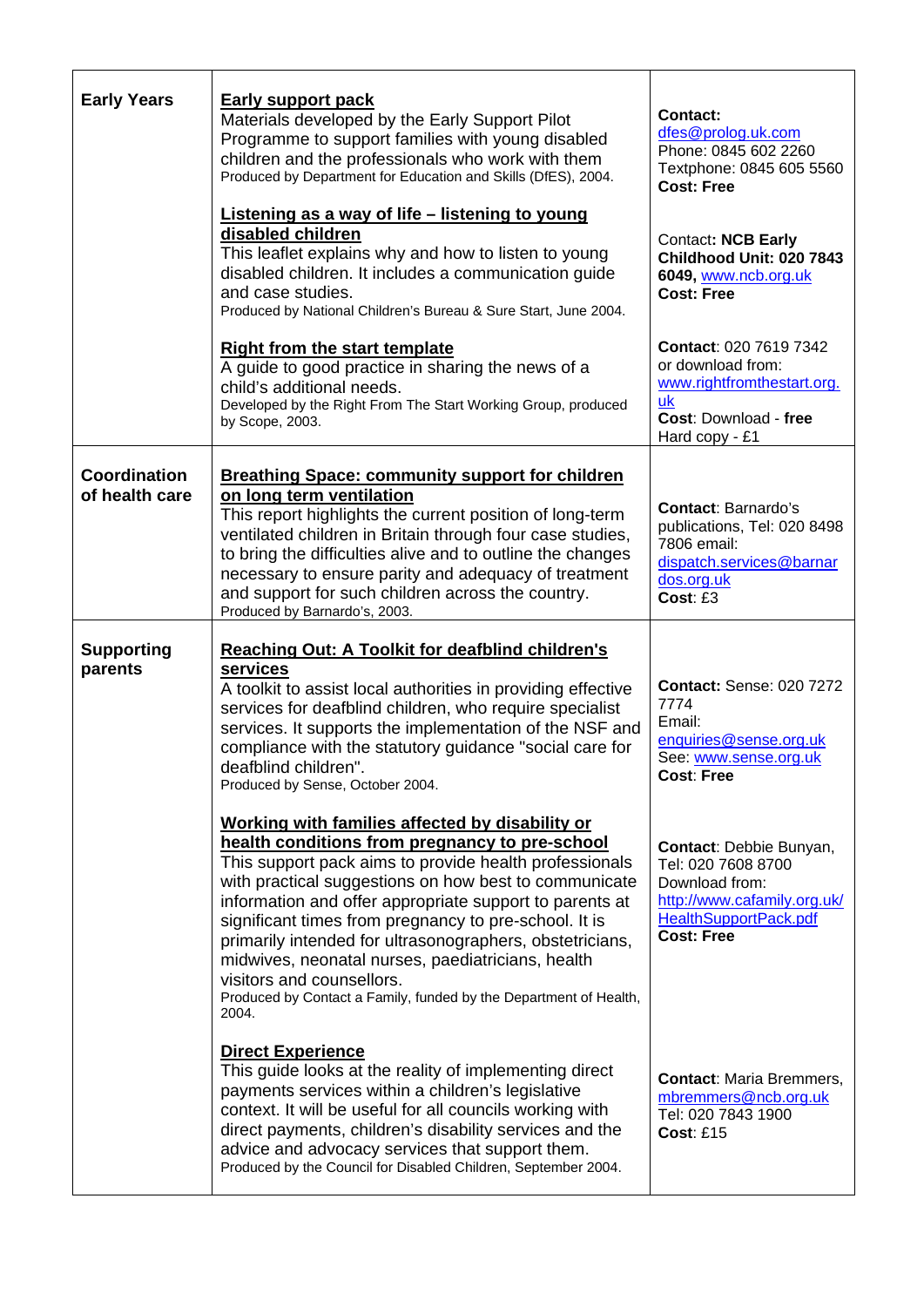| | | |
|---|---|---|
| **Early Years** | **Early support pack**<br>Materials developed by the Early Support Pilot Programme to support families with young disabled children and the professionals who work with them<br>Produced by Department for Education and Skills (DfES), 2004. | **Contact:**<br>dfes@prolog.uk.com<br>Phone: 0845 602 2260<br>Textphone: 0845 605 5560<br>**Cost: Free** |
| | **Listening as a way of life – listening to young disabled children**<br>This leaflet explains why and how to listen to young disabled children. It includes a communication guide and case studies.<br>Produced by National Children's Bureau & Sure Start, June 2004. | Contact**: NCB Early Childhood Unit: 020 7843 6049,** www.ncb.org.uk<br>**Cost: Free** |
| | **Right from the start template**<br>A guide to good practice in sharing the news of a child's additional needs.<br>Developed by the Right From The Start Working Group, produced by Scope, 2003. | **Contact**: 020 7619 7342 or download from: www.rightfromthestart.org.uk<br>**Cost**: Download - **free**<br>Hard copy - £1 |
| **Coordination of health care** | **Breathing Space: community support for children on long term ventilation**<br>This report highlights the current position of long-term ventilated children in Britain through four case studies, to bring the difficulties alive and to outline the changes necessary to ensure parity and adequacy of treatment and support for such children across the country.<br>Produced by Barnardo's, 2003. | **Contact**: Barnardo's publications, Tel: 020 8498 7806 email: dispatch.services@barnardos.org.uk<br>**Cost**: £3 |
| **Supporting parents** | **Reaching Out: A Toolkit for deafblind children's services**<br>A toolkit to assist local authorities in providing effective services for deafblind children, who require specialist services. It supports the implementation of the NSF and compliance with the statutory guidance "social care for deafblind children".<br>Produced by Sense, October 2004. | **Contact:** Sense: 020 7272 7774<br>Email: enquiries@sense.org.uk<br>See: www.sense.org.uk<br>**Cost**: **Free** |
| | **Working with families affected by disability or health conditions from pregnancy to pre-school**<br>This support pack aims to provide health professionals with practical suggestions on how best to communicate information and offer appropriate support to parents at significant times from pregnancy to pre-school. It is primarily intended for ultrasonographers, obstetricians, midwives, neonatal nurses, paediatricians, health visitors and counsellors.<br>Produced by Contact a Family, funded by the Department of Health, 2004. | **Contact**: Debbie Bunyan, Tel: 020 7608 8700<br>Download from: http://www.cafamily.org.uk/HealthSupportPack.pdf<br>**Cost: Free** |
| | **Direct Experience**<br>This guide looks at the reality of implementing direct payments services within a children's legislative context. It will be useful for all councils working with direct payments, children's disability services and the advice and advocacy services that support them.<br>Produced by the Council for Disabled Children, September 2004. | **Contact**: Maria Bremmers, mbremmers@ncb.org.uk<br>Tel: 020 7843 1900<br>**Cost**: £15 |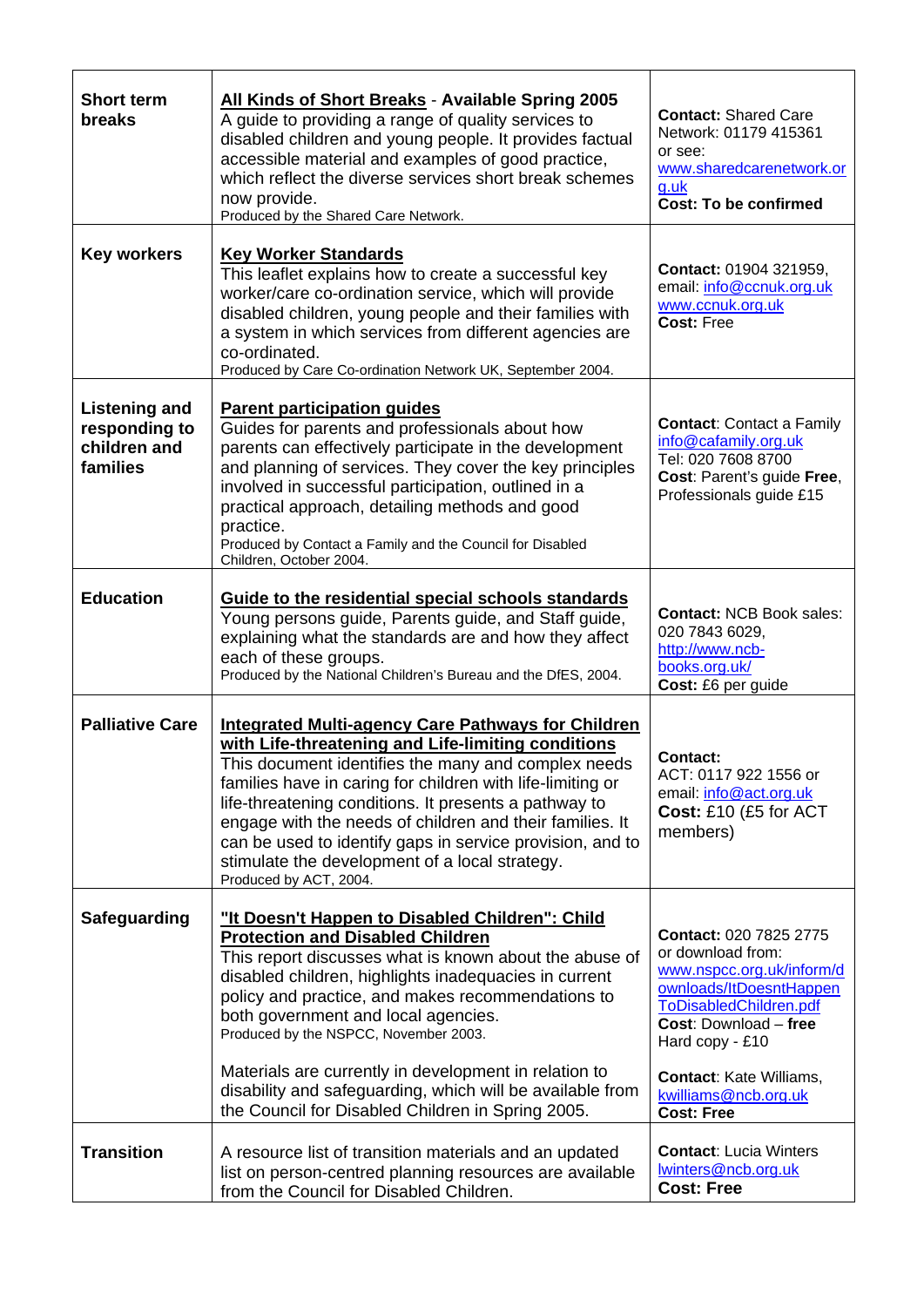| | | |
|---|---|---|
| **Short term breaks** | **All Kinds of Short Breaks** - **Available Spring 2005**<br>A guide to providing a range of quality services to disabled children and young people. It provides factual accessible material and examples of good practice, which reflect the diverse services short break schemes now provide.<br>Produced by the Shared Care Network. | **Contact:** Shared Care Network: 01179 415361 or see: www.sharedcarenetwork.org.uk<br>**Cost: To be confirmed** |
| **Key workers** | **Key Worker Standards**<br>This leaflet explains how to create a successful key worker/care co-ordination service, which will provide disabled children, young people and their families with a system in which services from different agencies are co-ordinated.<br>Produced by Care Co-ordination Network UK, September 2004. | **Contact:** 01904 321959, email: info@ccnuk.org.uk www.ccnuk.org.uk<br>**Cost:** Free |
| **Listening and responding to children and families** | **Parent participation guides**<br>Guides for parents and professionals about how parents can effectively participate in the development and planning of services. They cover the key principles involved in successful participation, outlined in a practical approach, detailing methods and good practice.<br>Produced by Contact a Family and the Council for Disabled Children, October 2004. | **Contact**: Contact a Family info@cafamily.org.uk<br>Tel: 020 7608 8700<br>**Cost**: Parent's guide **Free**, Professionals guide £15 |
| **Education** | **Guide to the residential special schools standards**<br>Young persons guide, Parents guide, and Staff guide, explaining what the standards are and how they affect each of these groups.<br>Produced by the National Children's Bureau and the DfES, 2004. | **Contact:** NCB Book sales: 020 7843 6029, http://www.ncb-books.org.uk/<br>**Cost:** £6 per guide |
| **Palliative Care** | **Integrated Multi-agency Care Pathways for Children with Life-threatening and Life-limiting conditions**<br>This document identifies the many and complex needs families have in caring for children with life-limiting or life-threatening conditions. It presents a pathway to engage with the needs of children and their families. It can be used to identify gaps in service provision, and to stimulate the development of a local strategy.<br>Produced by ACT, 2004. | **Contact:**<br>ACT: 0117 922 1556 or email: info@act.org.uk<br>**Cost:** £10 (£5 for ACT members) |
| **Safeguarding** | **"It Doesn't Happen to Disabled Children": Child Protection and Disabled Children**<br>This report discusses what is known about the abuse of disabled children, highlights inadequacies in current policy and practice, and makes recommendations to both government and local agencies.<br>Produced by the NSPCC, November 2003.<br><br>Materials are currently in development in relation to disability and safeguarding, which will be available from the Council for Disabled Children in Spring 2005. | **Contact:** 020 7825 2775 or download from: www.nspcc.org.uk/inform/downloads/ItDoesntHappenToDisabledChildren.pdf<br>**Cost**: Download – **free**<br>Hard copy - £10<br><br>**Contact**: Kate Williams, kwilliams@ncb.org.uk<br>**Cost: Free** |
| **Transition** | A resource list of transition materials and an updated list on person-centred planning resources are available from the Council for Disabled Children. | **Contact**: Lucia Winters lwinters@ncb.org.uk<br>**Cost: Free** |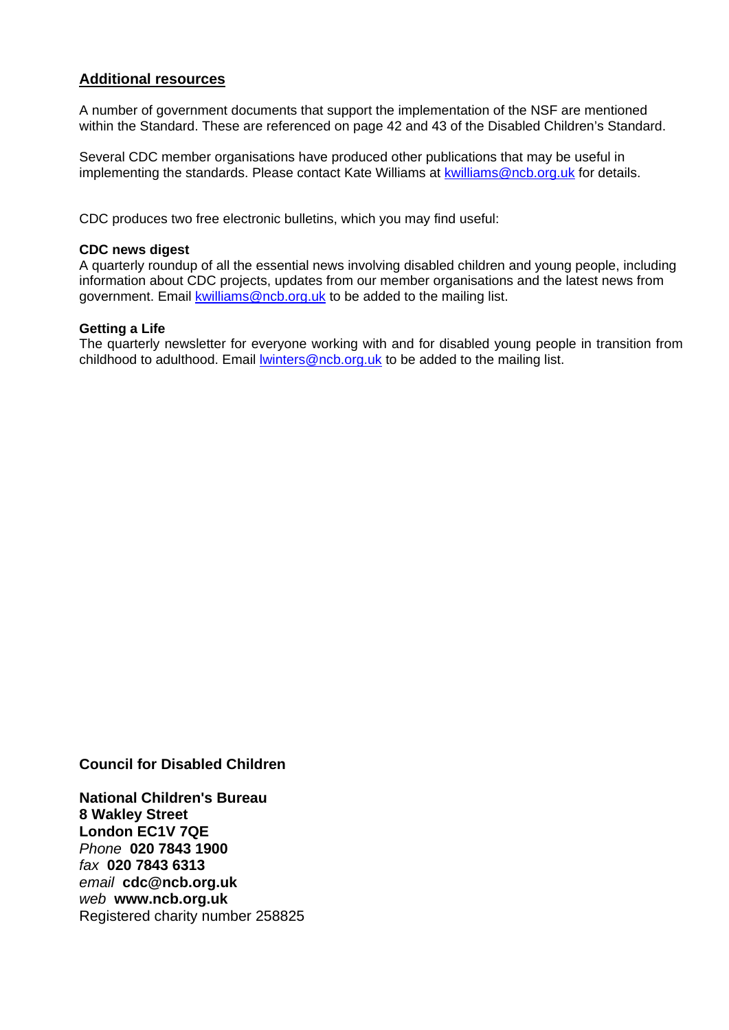## Additional resources

A number of government documents that support the implementation of the NSF are mentioned within the Standard. These are referenced on page 42 and 43 of the Disabled Children's Standard.

Several CDC member organisations have produced other publications that may be useful in implementing the standards. Please contact Kate Williams at kwilliams@ncb.org.uk for details.

CDC produces two free electronic bulletins, which you may find useful:

**CDC news digest**
A quarterly roundup of all the essential news involving disabled children and young people, including information about CDC projects, updates from our member organisations and the latest news from government. Email kwilliams@ncb.org.uk to be added to the mailing list.

**Getting a Life**
The quarterly newsletter for everyone working with and for disabled young people in transition from childhood to adulthood. Email lwinters@ncb.org.uk to be added to the mailing list.

**Council for Disabled Children**

**National Children's Bureau**
**8 Wakley Street**
**London EC1V 7QE**
*Phone* **020 7843 1900**
*fax* **020 7843 6313**
*email* **cdc@ncb.org.uk**
*web* **www.ncb.org.uk**
Registered charity number 258825